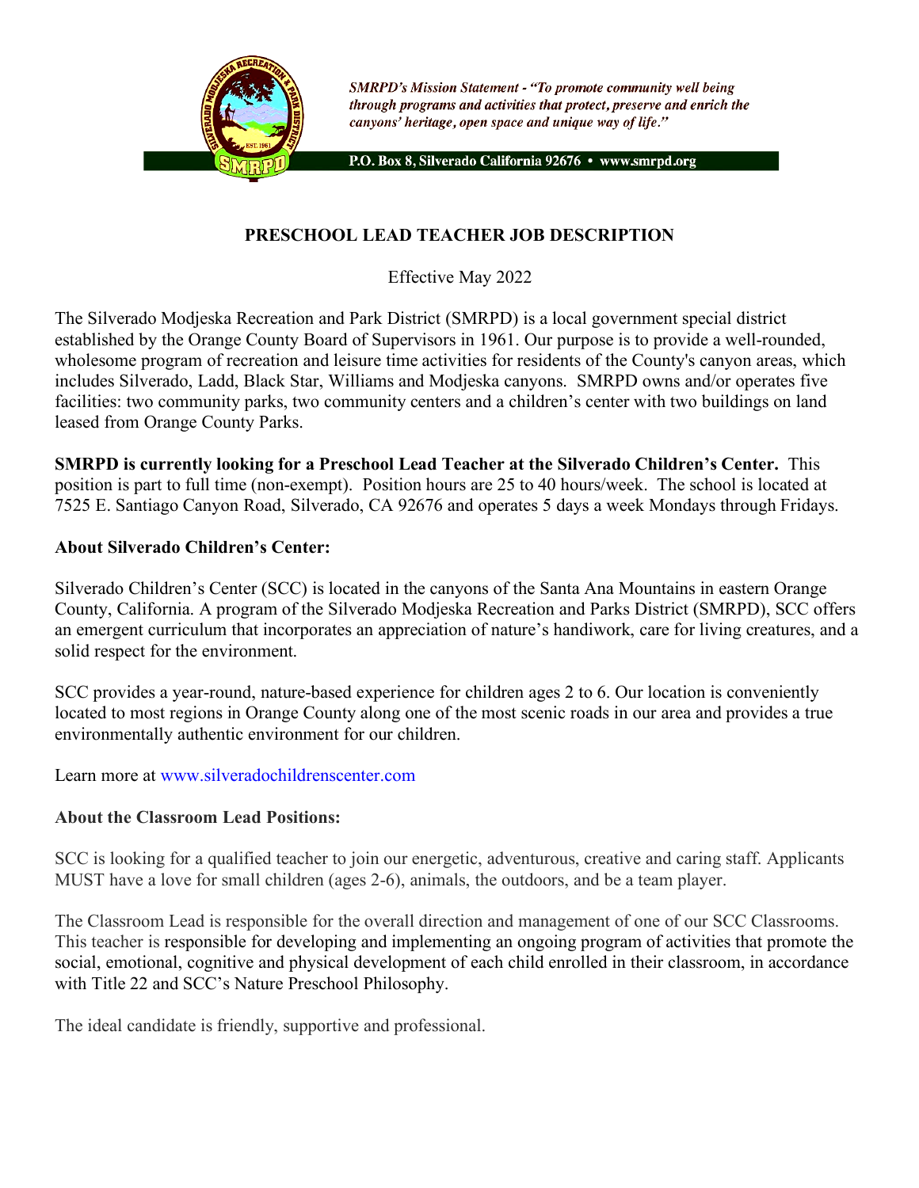*SMRPD's Mission Statement - "To promote community well being through programs and activities that protect, preserve and enrich the canyons' heritage, open space and unique way of life."*

**P.O. Box 8, Silverado California 92676 • www.smrpd.org**

# PRESCHOOL LEAD TEACHER JOB DESCRIPTION

Effective May 2022

The Silverado Modjeska Recreation and Park District (SMRPD) is a local government special district established by the Orange County Board of Supervisors in 1961. Our purpose is to provide a well-rounded, wholesome program of recreation and leisure time activities for residents of the County's canyon areas, which includes Silverado, Ladd, Black Star, Williams and Modjeska canyons. SMRPD owns and/or operates five facilities: two community parks, two community centers and a children's center with two buildings on land leased from Orange County Parks.

**SMRPD is currently looking for a Preschool Lead Teacher at the Silverado Children's Center.** This position is part to full time (non-exempt). Position hours are 25 to 40 hours/week. The school is located at 7525 E. Santiago Canyon Road, Silverado, CA 92676 and operates 5 days a week Mondays through Fridays.

### About Silverado Children's Center:

Silverado Children's Center (SCC) is located in the canyons of the Santa Ana Mountains in eastern Orange County, California. A program of the Silverado Modjeska Recreation and Parks District (SMRPD), SCC offers an emergent curriculum that incorporates an appreciation of nature's handiwork, care for living creatures, and a solid respect for the environment.

SCC provides a year-round, nature-based experience for children ages 2 to 6. Our location is conveniently located to most regions in Orange County along one of the most scenic roads in our area and provides a true environmentally authentic environment for our children.

Learn more at www.silveradochildrenscenter.com

### About the Classroom Lead Positions:

SCC is looking for a qualified teacher to join our energetic, adventurous, creative and caring staff. Applicants MUST have a love for small children (ages 2-6), animals, the outdoors, and be a team player.

The Classroom Lead is responsible for the overall direction and management of one of our SCC Classrooms. This teacher is responsible for developing and implementing an ongoing program of activities that promote the social, emotional, cognitive and physical development of each child enrolled in their classroom, in accordance with Title 22 and SCC's Nature Preschool Philosophy.

The ideal candidate is friendly, supportive and professional.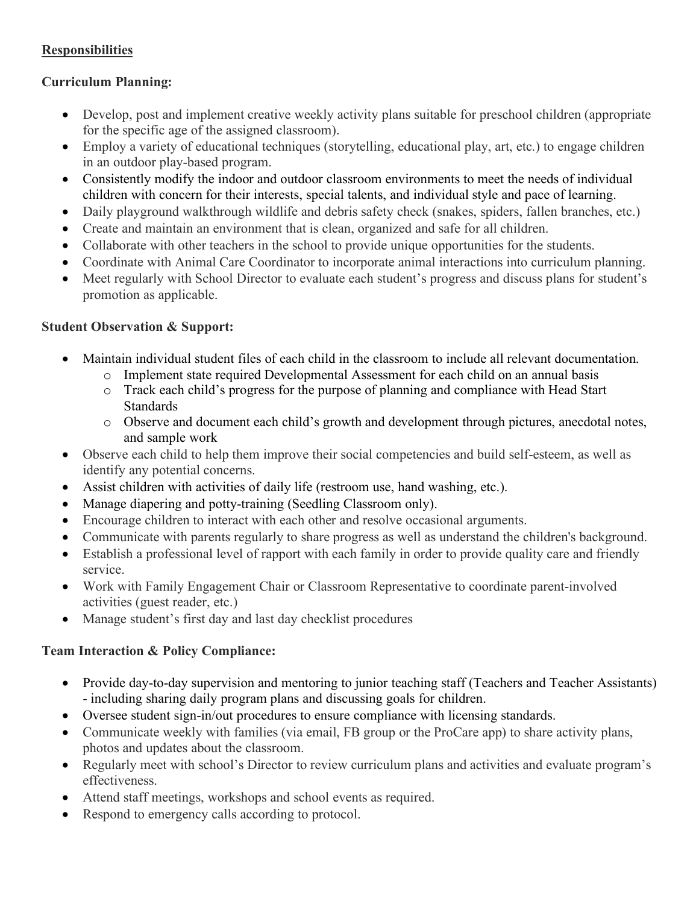## Responsibilities

### Curriculum Planning:

- Develop, post and implement creative weekly activity plans suitable for preschool children (appropriate for the specific age of the assigned classroom).
- Employ a variety of educational techniques (storytelling, educational play, art, etc.) to engage children in an outdoor play-based program.
- Consistently modify the indoor and outdoor classroom environments to meet the needs of individual children with concern for their interests, special talents, and individual style and pace of learning.
- Daily playground walkthrough wildlife and debris safety check (snakes, spiders, fallen branches, etc.)
- Create and maintain an environment that is clean, organized and safe for all children.
- Collaborate with other teachers in the school to provide unique opportunities for the students.
- Coordinate with Animal Care Coordinator to incorporate animal interactions into curriculum planning.
- Meet regularly with School Director to evaluate each student's progress and discuss plans for student's promotion as applicable.

### Student Observation & Support:

- Maintain individual student files of each child in the classroom to include all relevant documentation.
  - Implement state required Developmental Assessment for each child on an annual basis
  - Track each child's progress for the purpose of planning and compliance with Head Start Standards
  - Observe and document each child's growth and development through pictures, anecdotal notes, and sample work
- Observe each child to help them improve their social competencies and build self-esteem, as well as identify any potential concerns.
- Assist children with activities of daily life (restroom use, hand washing, etc.).
- Manage diapering and potty-training (Seedling Classroom only).
- Encourage children to interact with each other and resolve occasional arguments.
- Communicate with parents regularly to share progress as well as understand the children's background.
- Establish a professional level of rapport with each family in order to provide quality care and friendly service.
- Work with Family Engagement Chair or Classroom Representative to coordinate parent-involved activities (guest reader, etc.)
- Manage student's first day and last day checklist procedures

### Team Interaction & Policy Compliance:

- Provide day-to-day supervision and mentoring to junior teaching staff (Teachers and Teacher Assistants) - including sharing daily program plans and discussing goals for children.
- Oversee student sign-in/out procedures to ensure compliance with licensing standards.
- Communicate weekly with families (via email, FB group or the ProCare app) to share activity plans, photos and updates about the classroom.
- Regularly meet with school's Director to review curriculum plans and activities and evaluate program's effectiveness.
- Attend staff meetings, workshops and school events as required.
- Respond to emergency calls according to protocol.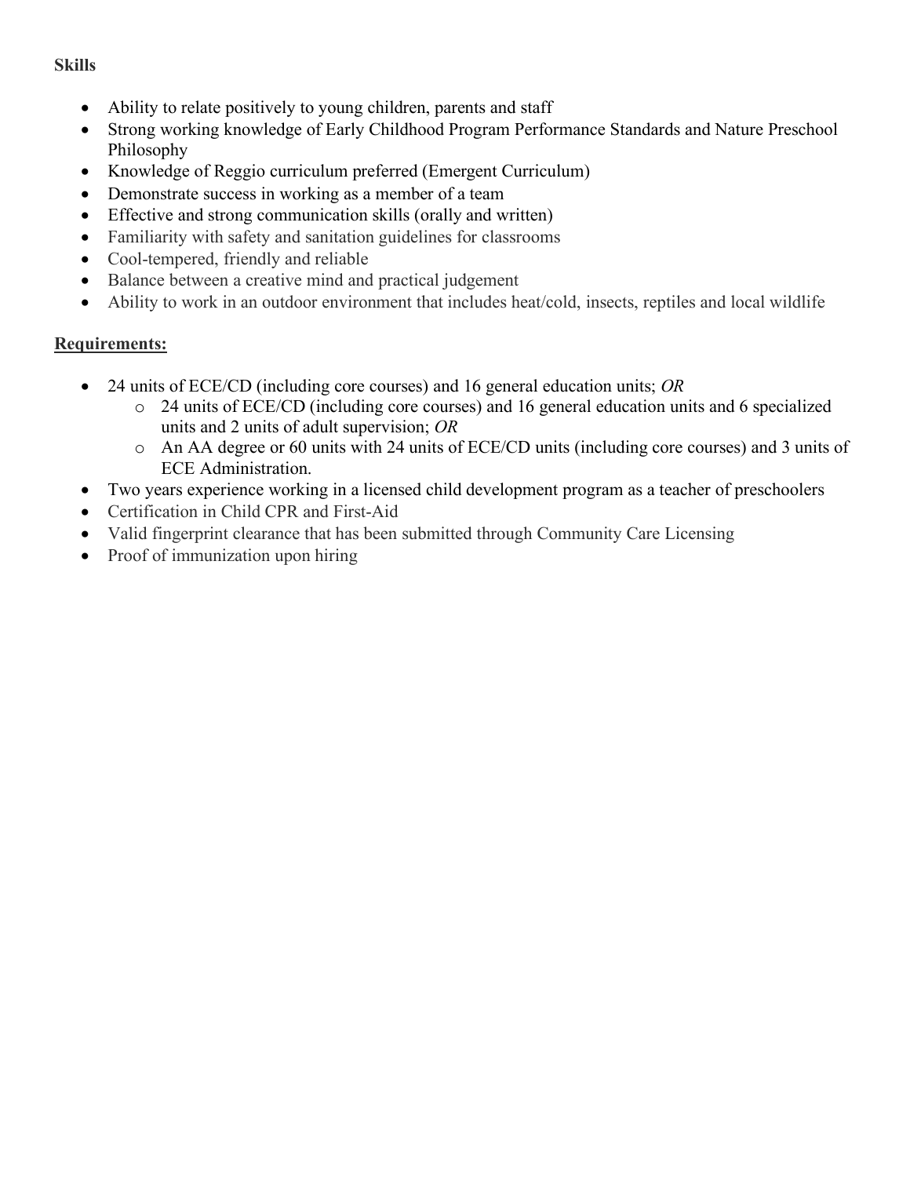**Skills**

- Ability to relate positively to young children, parents and staff
- Strong working knowledge of Early Childhood Program Performance Standards and Nature Preschool Philosophy
- Knowledge of Reggio curriculum preferred (Emergent Curriculum)
- Demonstrate success in working as a member of a team
- Effective and strong communication skills (orally and written)
- Familiarity with safety and sanitation guidelines for classrooms
- Cool-tempered, friendly and reliable
- Balance between a creative mind and practical judgement
- Ability to work in an outdoor environment that includes heat/cold, insects, reptiles and local wildlife

**<u>Requirements:</u>**

- 24 units of ECE/CD (including core courses) and 16 general education units; *OR*
  - 24 units of ECE/CD (including core courses) and 16 general education units and 6 specialized units and 2 units of adult supervision; *OR*
  - An AA degree or 60 units with 24 units of ECE/CD units (including core courses) and 3 units of ECE Administration.
- Two years experience working in a licensed child development program as a teacher of preschoolers
- Certification in Child CPR and First-Aid
- Valid fingerprint clearance that has been submitted through Community Care Licensing
- Proof of immunization upon hiring